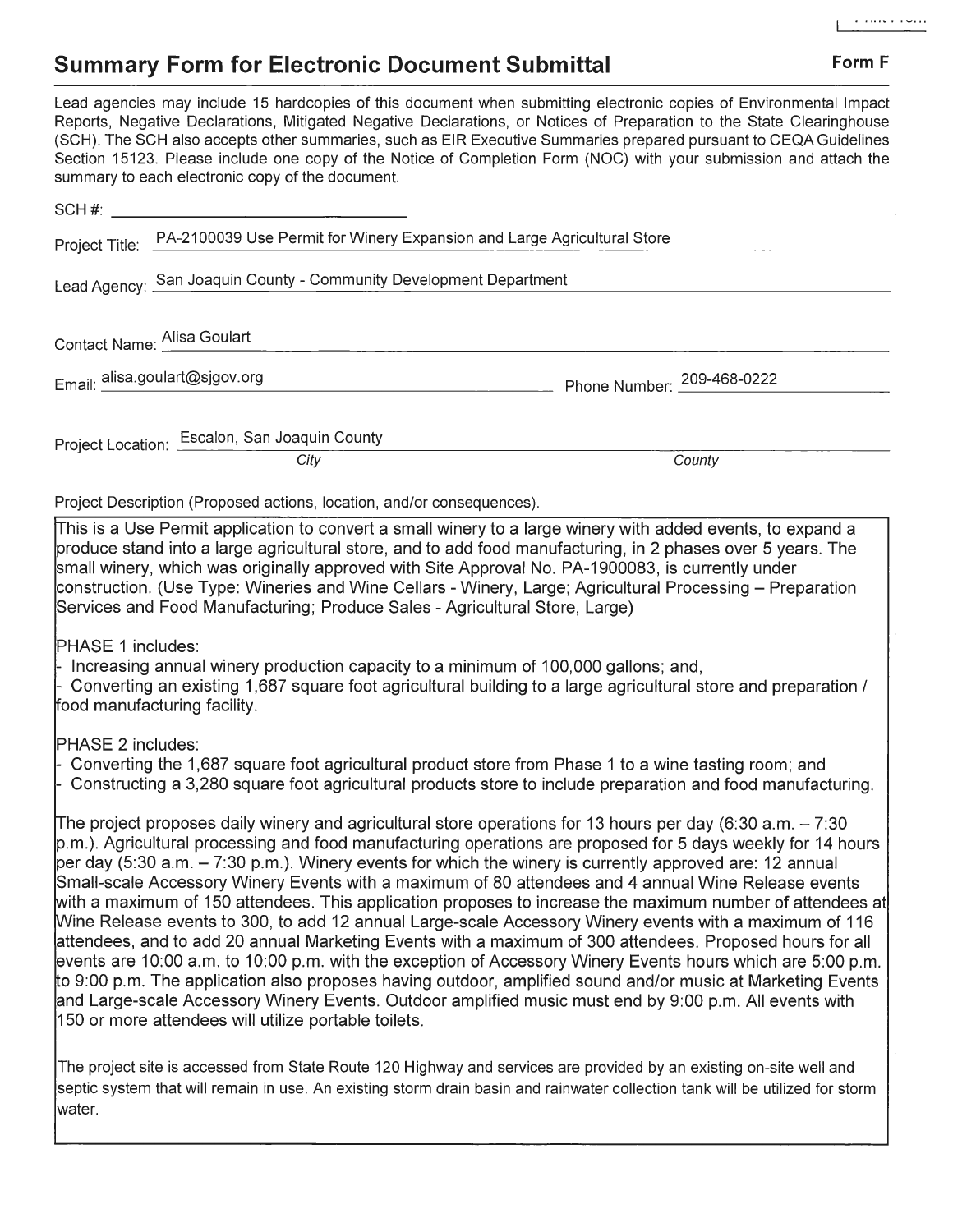## Summary Form for Electronic Document Submittal

**Form F**

Lead agencies may include 15 hardcopies of this document when submitting electronic copies of Environmental Impact Reports, Negative Declarations, Mitigated Negative Declarations, or Notices of Preparation to the State Clearinghouse (SCH). The SCH also accepts other summaries, such as EIR Executive Summaries prepared pursuant to CEQA Guidelines Section 15123. Please include one copy of the Notice of Completion Form (NOC) with your submission and attach the summary to each electronic copy of the document.

SCH #: ______________________

Project Title: PA-2100039 Use Permit for Winery Expansion and Large Agricultural Store

Lead Agency: San Joaquin County - Community Development Department

Contact Name: Alisa Goulart

Email: alisa.goulart@sjgov.org

Phone Number: 209-468-0222

Project Location: Escalon, San Joaquin County

*City* *County*

Project Description (Proposed actions, location, and/or consequences).

This is a Use Permit application to convert a small winery to a large winery with added events, to expand a produce stand into a large agricultural store, and to add food manufacturing, in 2 phases over 5 years. The small winery, which was originally approved with Site Approval No. PA-1900083, is currently under construction. (Use Type: Wineries and Wine Cellars - Winery, Large; Agricultural Processing – Preparation Services and Food Manufacturing; Produce Sales - Agricultural Store, Large)

PHASE 1 includes:

- Increasing annual winery production capacity to a minimum of 100,000 gallons; and,
- Converting an existing 1,687 square foot agricultural building to a large agricultural store and preparation / food manufacturing facility.

PHASE 2 includes:

- Converting the 1,687 square foot agricultural product store from Phase 1 to a wine tasting room; and
- Constructing a 3,280 square foot agricultural products store to include preparation and food manufacturing.

The project proposes daily winery and agricultural store operations for 13 hours per day (6:30 a.m. – 7:30 p.m.). Agricultural processing and food manufacturing operations are proposed for 5 days weekly for 14 hours per day (5:30 a.m. – 7:30 p.m.). Winery events for which the winery is currently approved are: 12 annual Small-scale Accessory Winery Events with a maximum of 80 attendees and 4 annual Wine Release events with a maximum of 150 attendees. This application proposes to increase the maximum number of attendees at Wine Release events to 300, to add 12 annual Large-scale Accessory Winery events with a maximum of 116 attendees, and to add 20 annual Marketing Events with a maximum of 300 attendees. Proposed hours for all events are 10:00 a.m. to 10:00 p.m. with the exception of Accessory Winery Events hours which are 5:00 p.m. to 9:00 p.m. The application also proposes having outdoor, amplified sound and/or music at Marketing Events and Large-scale Accessory Winery Events. Outdoor amplified music must end by 9:00 p.m. All events with 150 or more attendees will utilize portable toilets.

The project site is accessed from State Route 120 Highway and services are provided by an existing on-site well and septic system that will remain in use. An existing storm drain basin and rainwater collection tank will be utilized for storm water.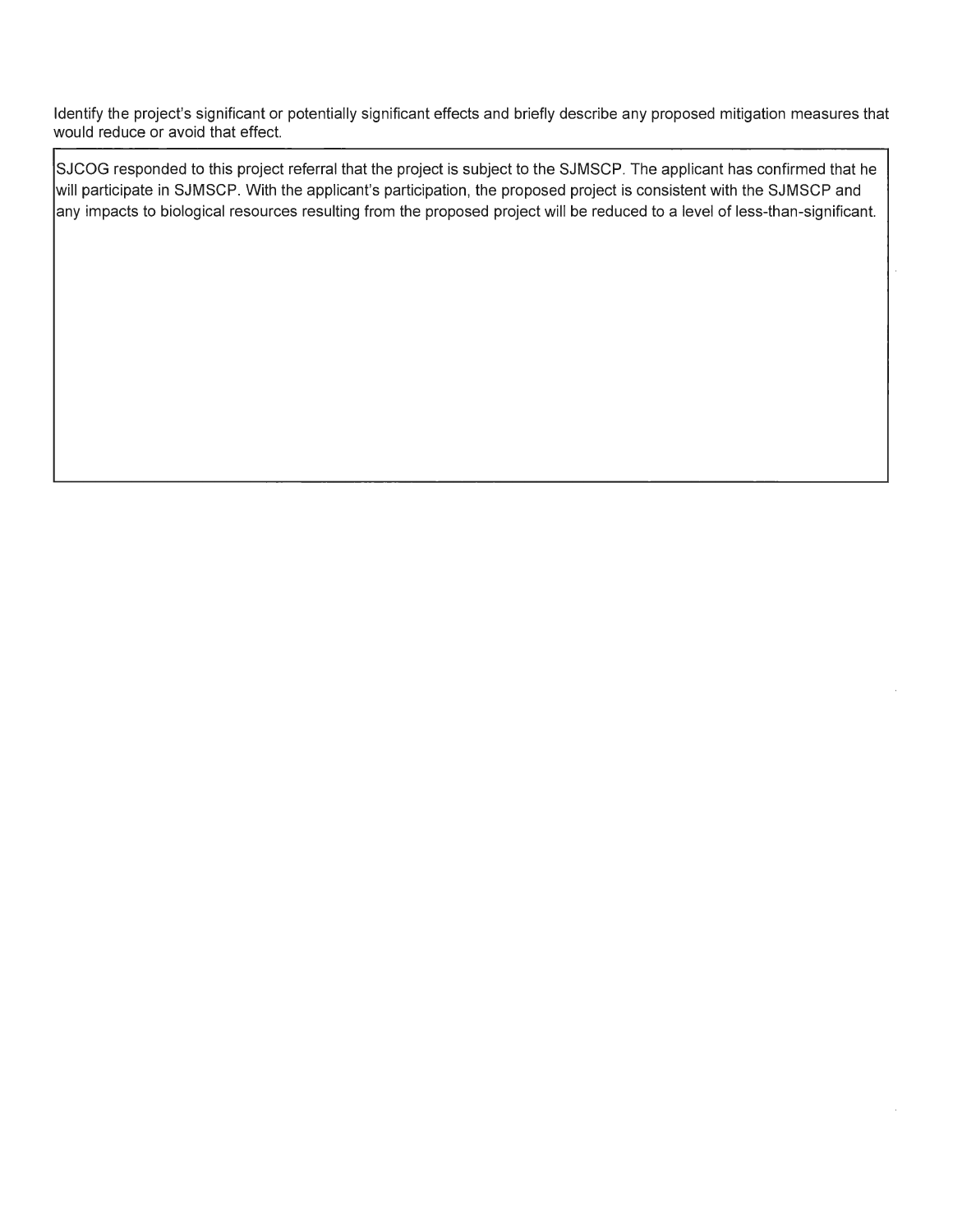Identify the project's significant or potentially significant effects and briefly describe any proposed mitigation measures that would reduce or avoid that effect.

SJCOG responded to this project referral that the project is subject to the SJMSCP. The applicant has confirmed that he will participate in SJMSCP. With the applicant's participation, the proposed project is consistent with the SJMSCP and any impacts to biological resources resulting from the proposed project will be reduced to a level of less-than-significant.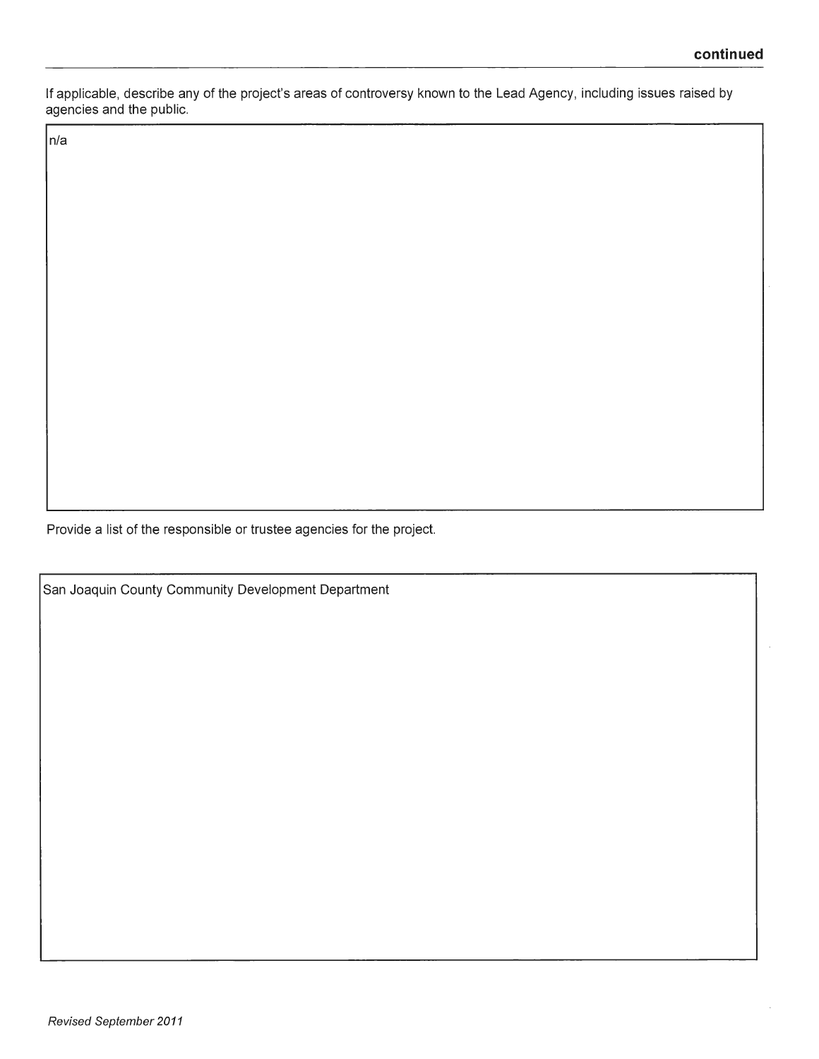**continued**

If applicable, describe any of the project's areas of controversy known to the Lead Agency, including issues raised by agencies and the public.

n/a

Provide a list of the responsible or trustee agencies for the project.

San Joaquin County Community Development Department

*Revised September 2011*